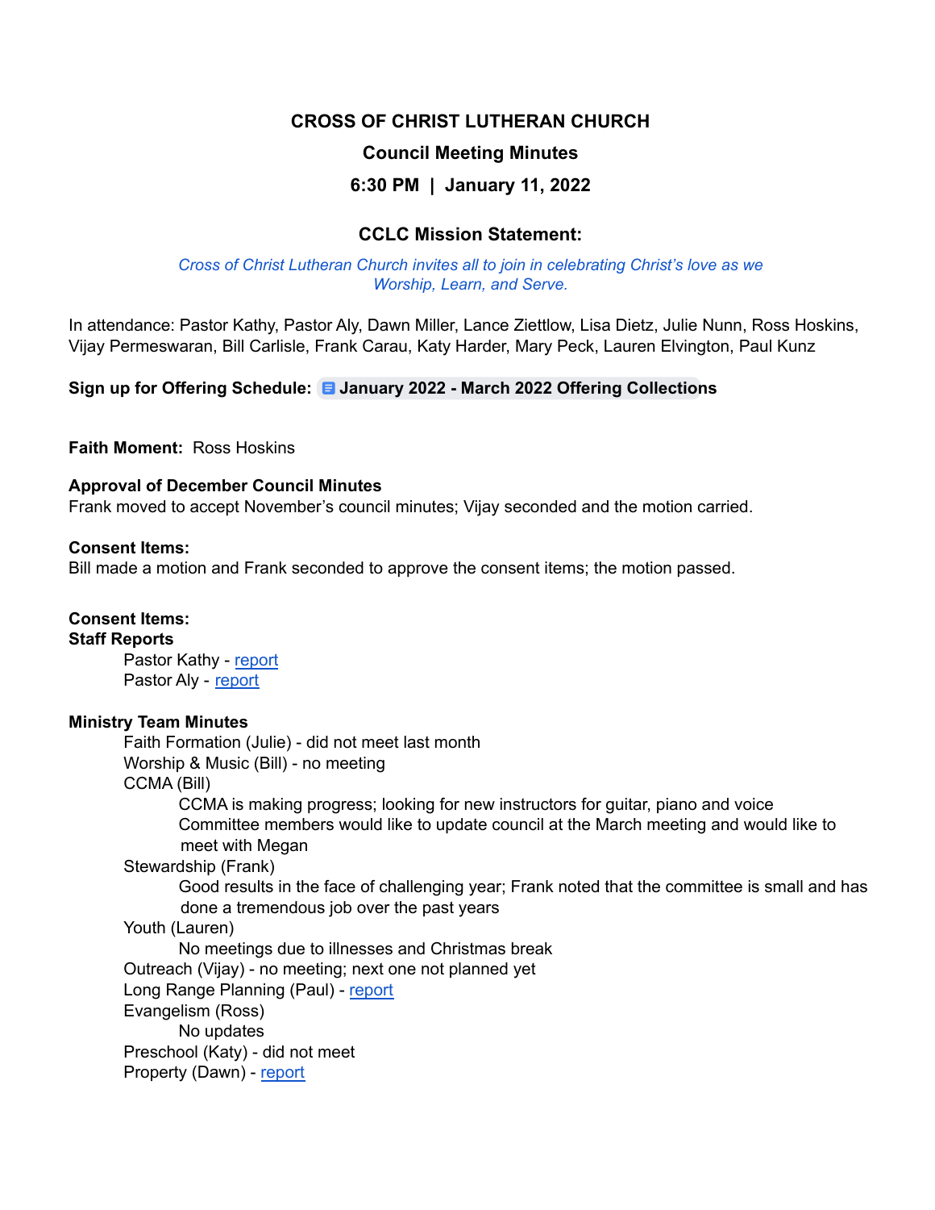# CROSS OF CHRIST LUTHERAN CHURCH

## Council Meeting Minutes

## 6:30 PM | January 11, 2022

### CCLC Mission Statement:

*Cross of Christ Lutheran Church invites all to join in celebrating Christ's love as we Worship, Learn, and Serve.*

In attendance: Pastor Kathy, Pastor Aly, Dawn Miller, Lance Ziettlow, Lisa Dietz, Julie Nunn, Ross Hoskins, Vijay Permeswaran, Bill Carlisle, Frank Carau, Katy Harder, Mary Peck, Lauren Elvington, Paul Kunz

**Sign up for Offering Schedule: January 2022 - March 2022 Offering Collections**

**Faith Moment:** Ross Hoskins

**Approval of December Council Minutes**
Frank moved to accept November's council minutes; Vijay seconded and the motion carried.

**Consent Items:**
Bill made a motion and Frank seconded to approve the consent items; the motion passed.

**Consent Items:**
**Staff Reports**

- Pastor Kathy - report
- Pastor Aly - report

**Ministry Team Minutes**

- Faith Formation (Julie) - did not meet last month
- Worship & Music (Bill) - no meeting
- CCMA (Bill)
  - CCMA is making progress; looking for new instructors for guitar, piano and voice
  - Committee members would like to update council at the March meeting and would like to meet with Megan
- Stewardship (Frank)
  - Good results in the face of challenging year; Frank noted that the committee is small and has done a tremendous job over the past years
- Youth (Lauren)
  - No meetings due to illnesses and Christmas break
- Outreach (Vijay) - no meeting; next one not planned yet
- Long Range Planning (Paul) - report
- Evangelism (Ross)
  - No updates
- Preschool (Katy) - did not meet
- Property (Dawn) - report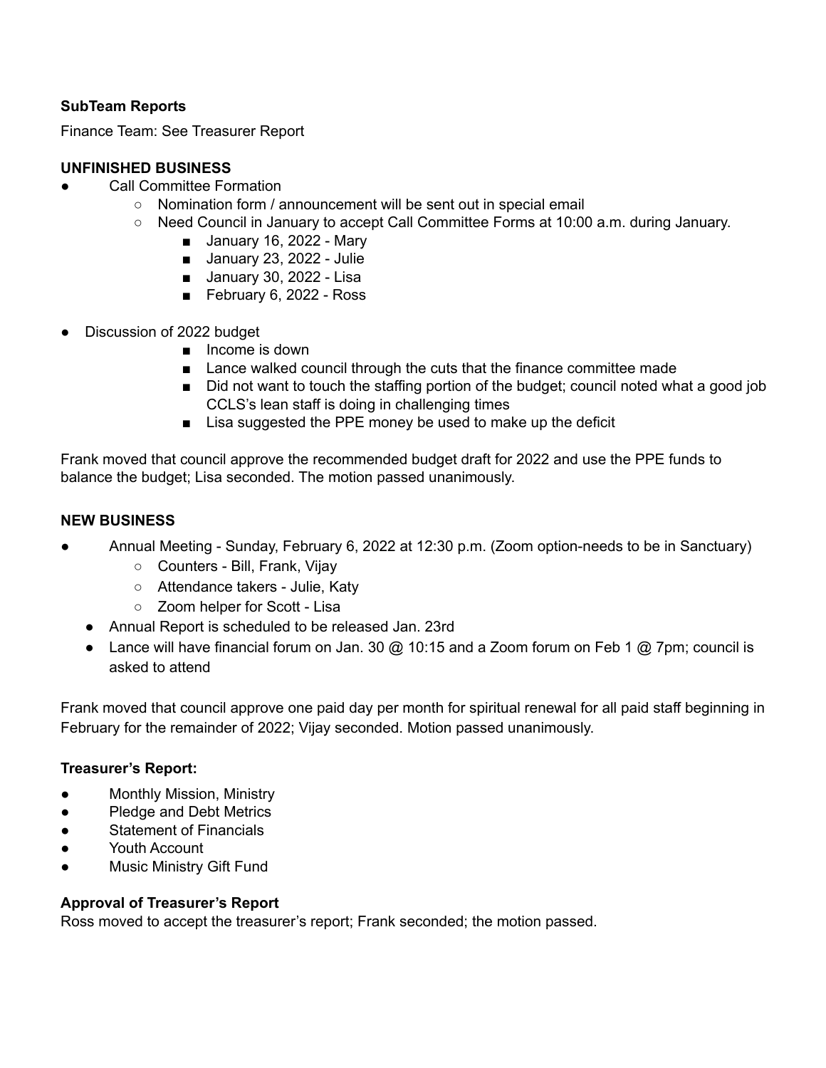**SubTeam Reports**

Finance Team: See Treasurer Report

**UNFINISHED BUSINESS**

- Call Committee Formation
  - Nomination form / announcement will be sent out in special email
  - Need Council in January to accept Call Committee Forms at 10:00 a.m. during January.
    - January 16, 2022 - Mary
    - January 23, 2022 - Julie
    - January 30, 2022 - Lisa
    - February 6, 2022 - Ross

- Discussion of 2022 budget
  - Income is down
  - Lance walked council through the cuts that the finance committee made
  - Did not want to touch the staffing portion of the budget; council noted what a good job CCLS's lean staff is doing in challenging times
  - Lisa suggested the PPE money be used to make up the deficit

Frank moved that council approve the recommended budget draft for 2022 and use the PPE funds to balance the budget; Lisa seconded. The motion passed unanimously.

**NEW BUSINESS**

- Annual Meeting - Sunday, February 6, 2022 at 12:30 p.m. (Zoom option-needs to be in Sanctuary)
  - Counters - Bill, Frank, Vijay
  - Attendance takers - Julie, Katy
  - Zoom helper for Scott - Lisa
- Annual Report is scheduled to be released Jan. 23rd
- Lance will have financial forum on Jan. 30 @ 10:15 and a Zoom forum on Feb 1 @ 7pm; council is asked to attend

Frank moved that council approve one paid day per month for spiritual renewal for all paid staff beginning in February for the remainder of 2022; Vijay seconded. Motion passed unanimously.

**Treasurer's Report:**

- Monthly Mission, Ministry
- Pledge and Debt Metrics
- Statement of Financials
- Youth Account
- Music Ministry Gift Fund

**Approval of Treasurer's Report**

Ross moved to accept the treasurer's report; Frank seconded; the motion passed.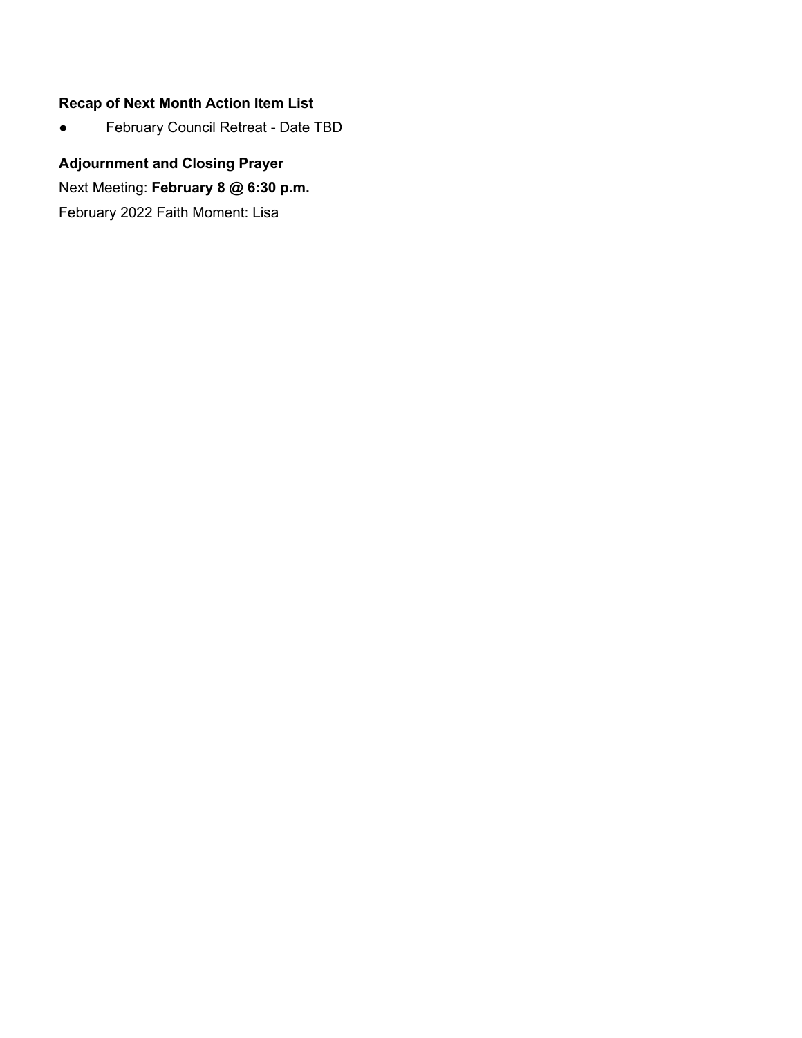**Recap of Next Month Action Item List**

- February Council Retreat - Date TBD

**Adjournment and Closing Prayer**

Next Meeting: **February 8 @ 6:30 p.m.**

February 2022 Faith Moment: Lisa